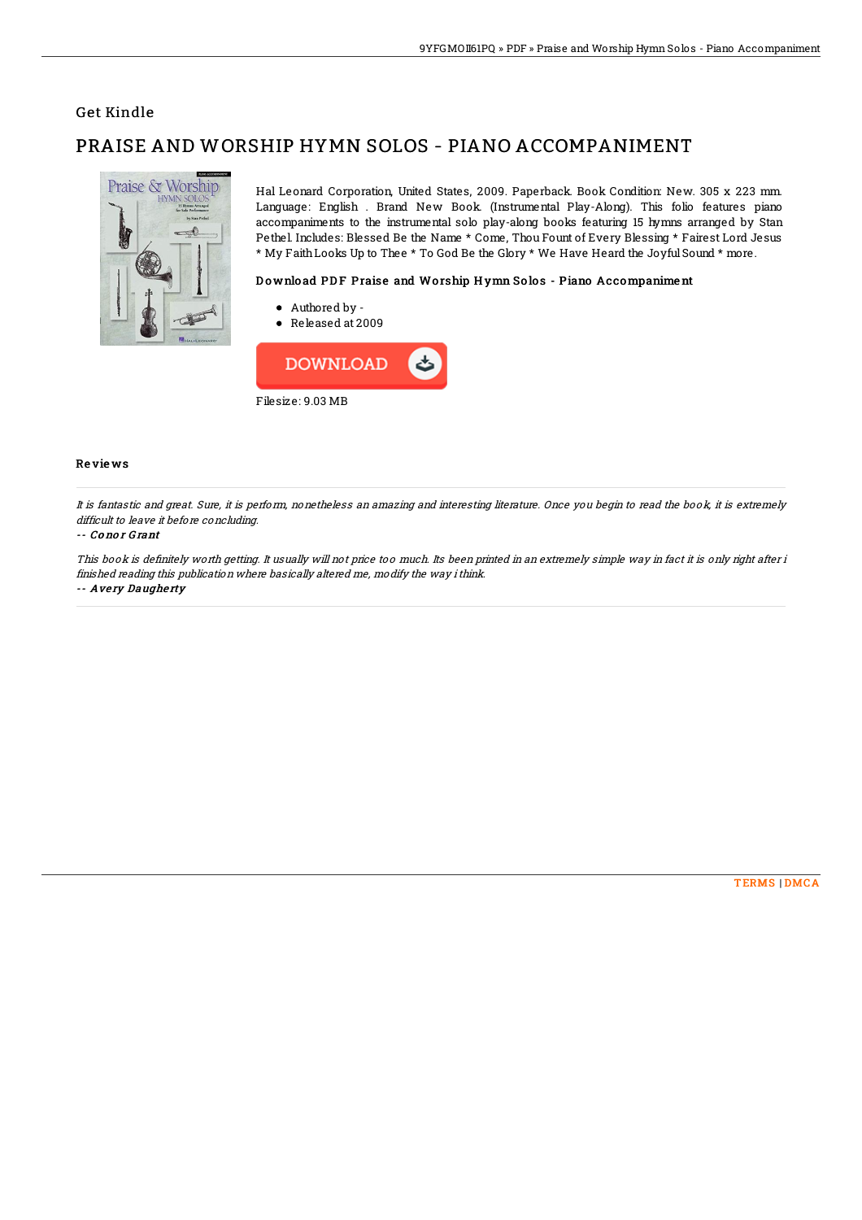## Get Kindle

# PRAISE AND WORSHIP HYMN SOLOS - PIANO ACCOMPANIMENT

Hal Leonard Corporation, United States, 2009. Paperback. Book Condition: New. 305 x 223 mm. Language: English . Brand New Book. (Instrumental Play-Along). This folio features piano accompaniments to the instrumental solo play-along books featuring 15 hymns arranged by Stan Pethel. Includes: Blessed Be the Name * Come, Thou Fount of Every Blessing * Fairest Lord Jesus * My Faith Looks Up to Thee * To God Be the Glory * We Have Heard the Joyful Sound * more.

### Download PDF Praise and Worship Hymn Solos - Piano Accompaniment

- Authored by -
- Released at 2009

DOWNLOAD

Filesize: 9.03 MB

### Reviews

*It is fantastic and great. Sure, it is perform, nonetheless an amazing and interesting literature. Once you begin to read the book, it is extremely difficult to leave it before concluding.*

-- *Conor Grant*

*This book is definitely worth getting. It usually will not price too much. Its been printed in an extremely simple way in fact it is only right after i finished reading this publication where basically altered me, modify the way i think.*

-- *Avery Daugherty*

TERMS | DMCA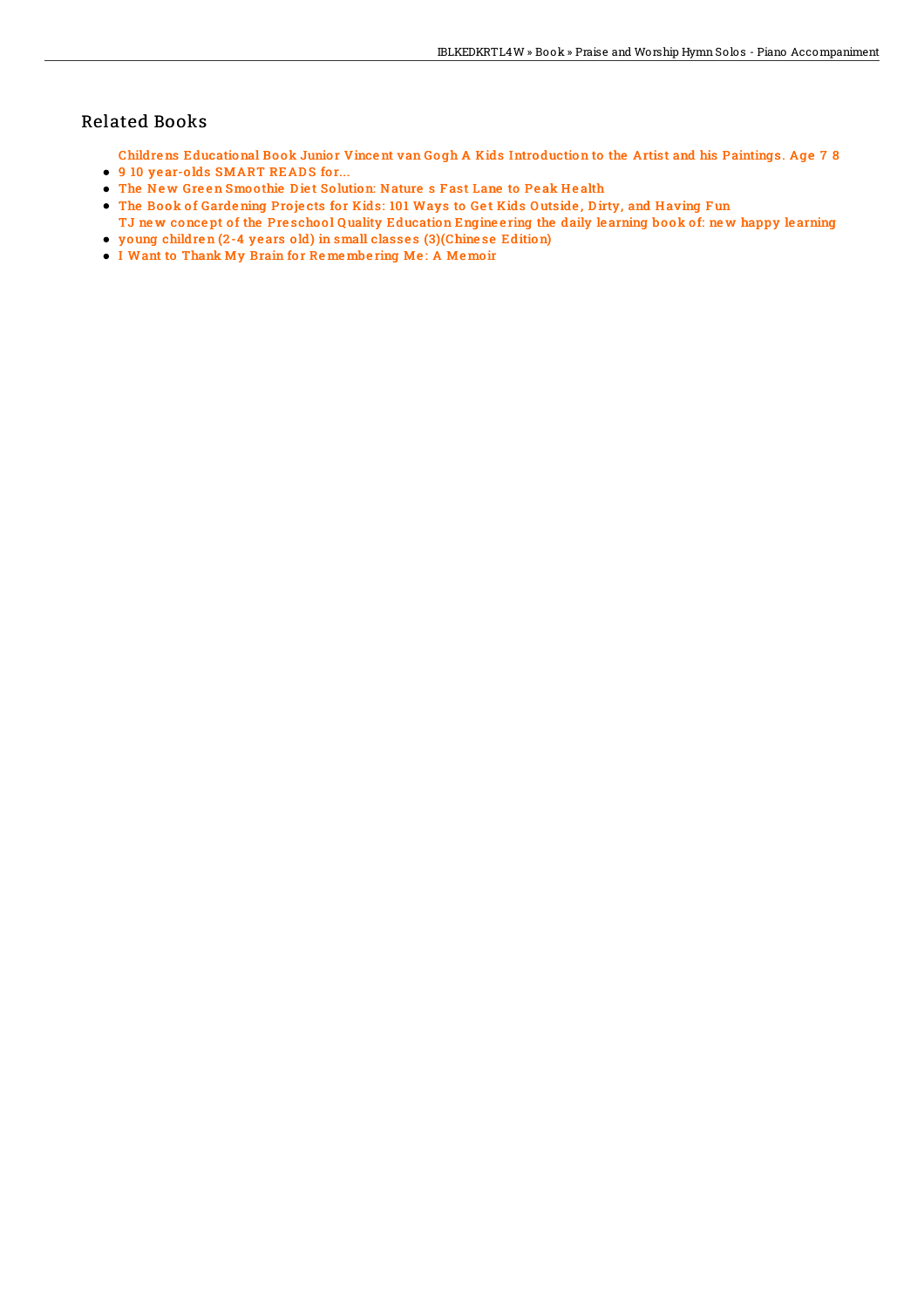## Related Books

- Childrens Educational Book Junior Vincent van Gogh A Kids Introduction to the Artist and his Paintings. Age 7 8 9 10 year-olds SMART READS for...
- The New Green Smoothie Diet Solution: Nature s Fast Lane to Peak Health
- The Book of Gardening Projects for Kids: 101 Ways to Get Kids Outside, Dirty, and Having Fun
- TJ new concept of the Preschool Quality Education Engineering the daily learning book of: new happy learning young children (2-4 years old) in small classes (3)(Chinese Edition)
- I Want to Thank My Brain for Remembering Me: A Memoir